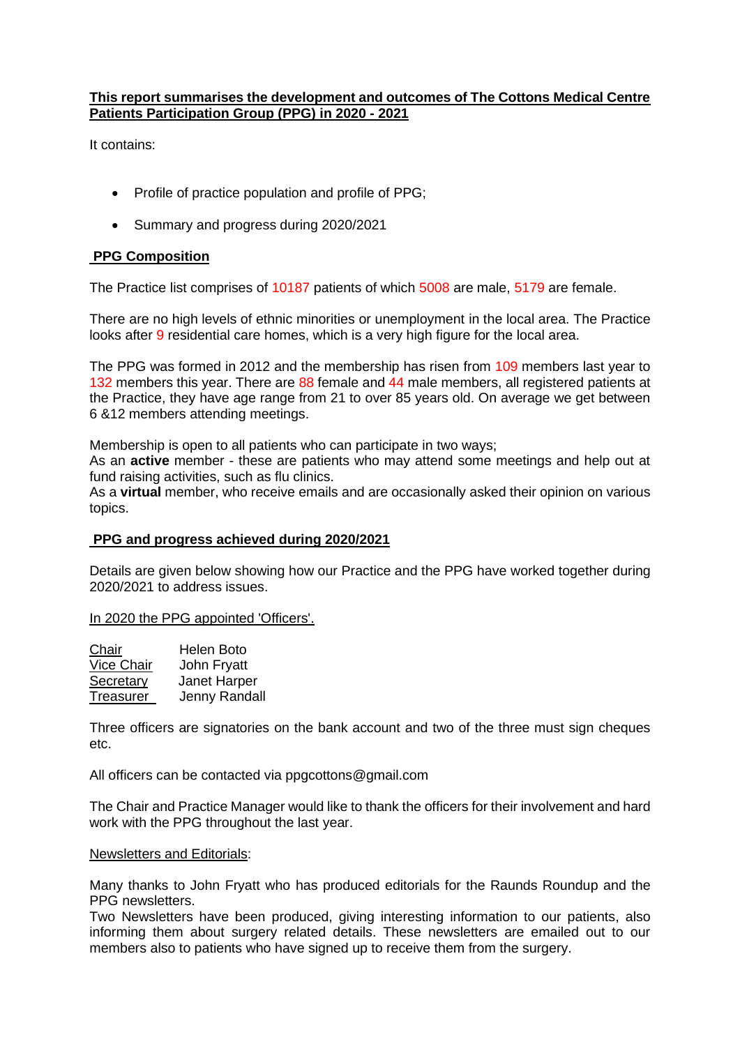**This report summarises the development and outcomes of The Cottons Medical Centre Patients Participation Group (PPG) in 2020 - 2021**

It contains:

- Profile of practice population and profile of PPG;
- Summary and progress during 2020/2021

## PPG Composition

The Practice list comprises of 10187 patients of which 5008 are male, 5179 are female.

There are no high levels of ethnic minorities or unemployment in the local area. The Practice looks after 9 residential care homes, which is a very high figure for the local area.

The PPG was formed in 2012 and the membership has risen from 109 members last year to 132 members this year. There are 88 female and 44 male members, all registered patients at the Practice, they have age range from 21 to over 85 years old. On average we get between 6 &12 members attending meetings.

Membership is open to all patients who can participate in two ways;
As an **active** member - these are patients who may attend some meetings and help out at fund raising activities, such as flu clinics.
As a **virtual** member, who receive emails and are occasionally asked their opinion on various topics.

## PPG and progress achieved during 2020/2021

Details are given below showing how our Practice and the PPG have worked together during 2020/2021 to address issues.

In 2020 the PPG appointed 'Officers'.

| | |
|---|---|
| Chair | Helen Boto |
| Vice Chair | John Fryatt |
| Secretary | Janet Harper |
| Treasurer | Jenny Randall |

Three officers are signatories on the bank account and two of the three must sign cheques etc.

All officers can be contacted via ppgcottons@gmail.com

The Chair and Practice Manager would like to thank the officers for their involvement and hard work with the PPG throughout the last year.

Newsletters and Editorials:

Many thanks to John Fryatt who has produced editorials for the Raunds Roundup and the PPG newsletters.
Two Newsletters have been produced, giving interesting information to our patients, also informing them about surgery related details. These newsletters are emailed out to our members also to patients who have signed up to receive them from the surgery.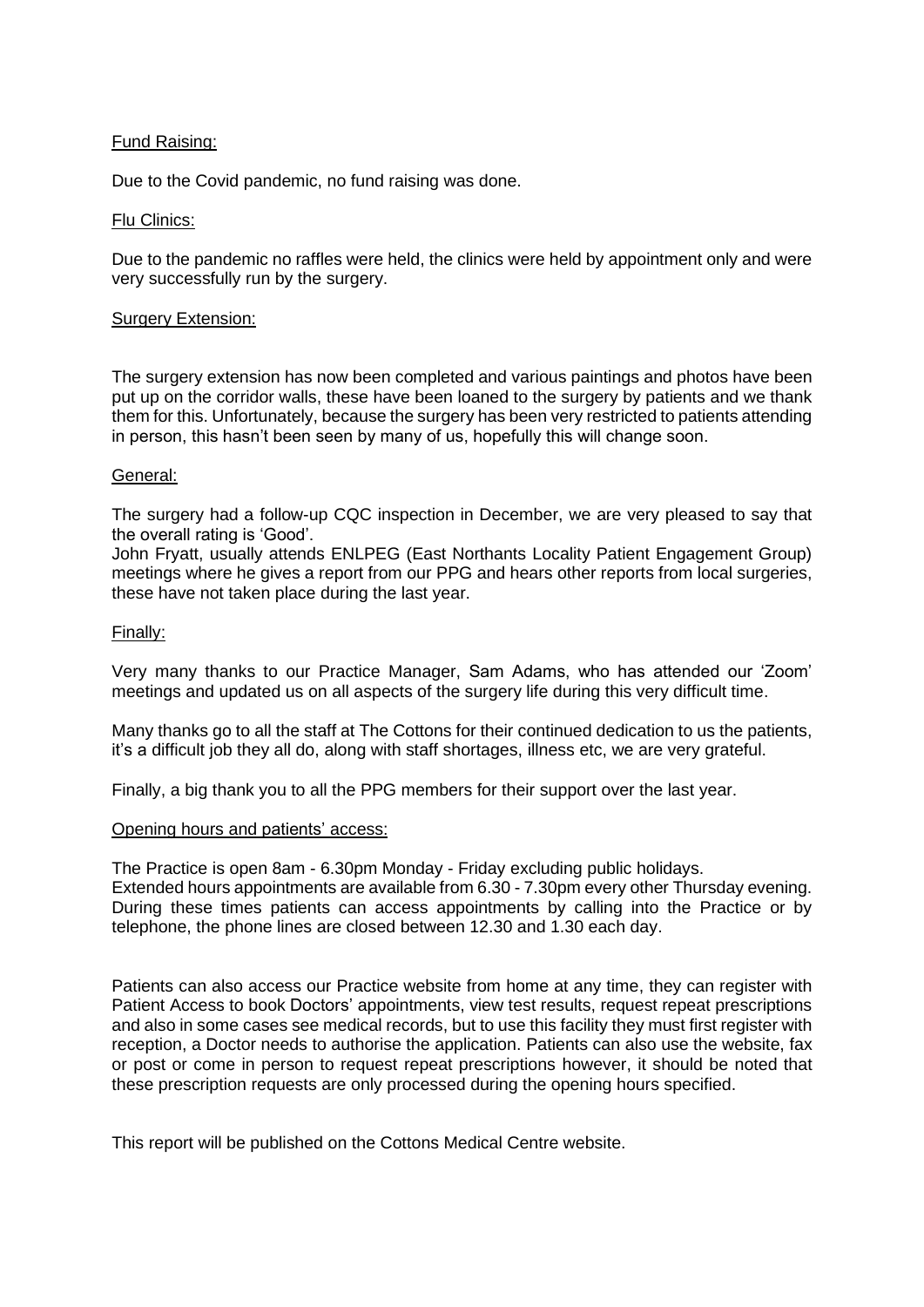Fund Raising:

Due to the Covid pandemic, no fund raising was done.

Flu Clinics:

Due to the pandemic no raffles were held, the clinics were held by appointment only and were very successfully run by the surgery.

Surgery Extension:

The surgery extension has now been completed and various paintings and photos have been put up on the corridor walls, these have been loaned to the surgery by patients and we thank them for this. Unfortunately, because the surgery has been very restricted to patients attending in person, this hasn't been seen by many of us, hopefully this will change soon.

General:

The surgery had a follow-up CQC inspection in December, we are very pleased to say that the overall rating is 'Good'.
John Fryatt, usually attends ENLPEG (East Northants Locality Patient Engagement Group) meetings where he gives a report from our PPG and hears other reports from local surgeries, these have not taken place during the last year.

Finally:

Very many thanks to our Practice Manager, Sam Adams, who has attended our 'Zoom' meetings and updated us on all aspects of the surgery life during this very difficult time.

Many thanks go to all the staff at The Cottons for their continued dedication to us the patients, it's a difficult job they all do, along with staff shortages, illness etc, we are very grateful.

Finally, a big thank you to all the PPG members for their support over the last year.

Opening hours and patients' access:

The Practice is open 8am - 6.30pm Monday - Friday excluding public holidays.
Extended hours appointments are available from 6.30 - 7.30pm every other Thursday evening. During these times patients can access appointments by calling into the Practice or by telephone, the phone lines are closed between 12.30 and 1.30 each day.

Patients can also access our Practice website from home at any time, they can register with Patient Access to book Doctors' appointments, view test results, request repeat prescriptions and also in some cases see medical records, but to use this facility they must first register with reception, a Doctor needs to authorise the application. Patients can also use the website, fax or post or come in person to request repeat prescriptions however, it should be noted that these prescription requests are only processed during the opening hours specified.

This report will be published on the Cottons Medical Centre website.